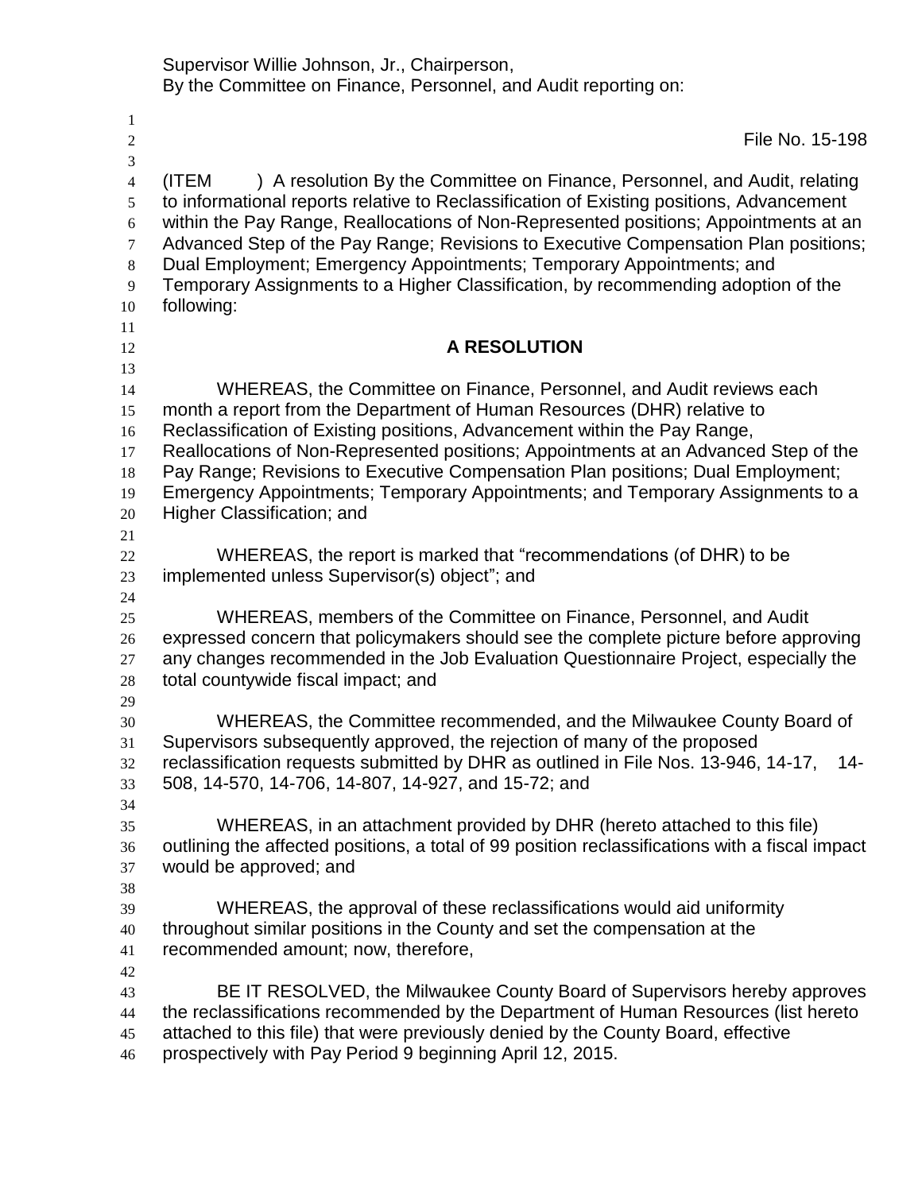Supervisor Willie Johnson, Jr., Chairperson,
By the Committee on Finance, Personnel, and Audit reporting on:

File No. 15-198

(ITEM ) A resolution By the Committee on Finance, Personnel, and Audit, relating to informational reports relative to Reclassification of Existing positions, Advancement within the Pay Range, Reallocations of Non-Represented positions; Appointments at an Advanced Step of the Pay Range; Revisions to Executive Compensation Plan positions; Dual Employment; Emergency Appointments; Temporary Appointments; and Temporary Assignments to a Higher Classification, by recommending adoption of the following:

**A RESOLUTION**

WHEREAS, the Committee on Finance, Personnel, and Audit reviews each month a report from the Department of Human Resources (DHR) relative to Reclassification of Existing positions, Advancement within the Pay Range, Reallocations of Non-Represented positions; Appointments at an Advanced Step of the Pay Range; Revisions to Executive Compensation Plan positions; Dual Employment; Emergency Appointments; Temporary Appointments; and Temporary Assignments to a Higher Classification; and

WHEREAS, the report is marked that "recommendations (of DHR) to be implemented unless Supervisor(s) object"; and

WHEREAS, members of the Committee on Finance, Personnel, and Audit expressed concern that policymakers should see the complete picture before approving any changes recommended in the Job Evaluation Questionnaire Project, especially the total countywide fiscal impact; and

WHEREAS, the Committee recommended, and the Milwaukee County Board of Supervisors subsequently approved, the rejection of many of the proposed reclassification requests submitted by DHR as outlined in File Nos. 13-946, 14-17, 14-508, 14-570, 14-706, 14-807, 14-927, and 15-72; and

WHEREAS, in an attachment provided by DHR (hereto attached to this file) outlining the affected positions, a total of 99 position reclassifications with a fiscal impact would be approved; and

WHEREAS, the approval of these reclassifications would aid uniformity throughout similar positions in the County and set the compensation at the recommended amount; now, therefore,

BE IT RESOLVED, the Milwaukee County Board of Supervisors hereby approves the reclassifications recommended by the Department of Human Resources (list hereto attached to this file) that were previously denied by the County Board, effective prospectively with Pay Period 9 beginning April 12, 2015.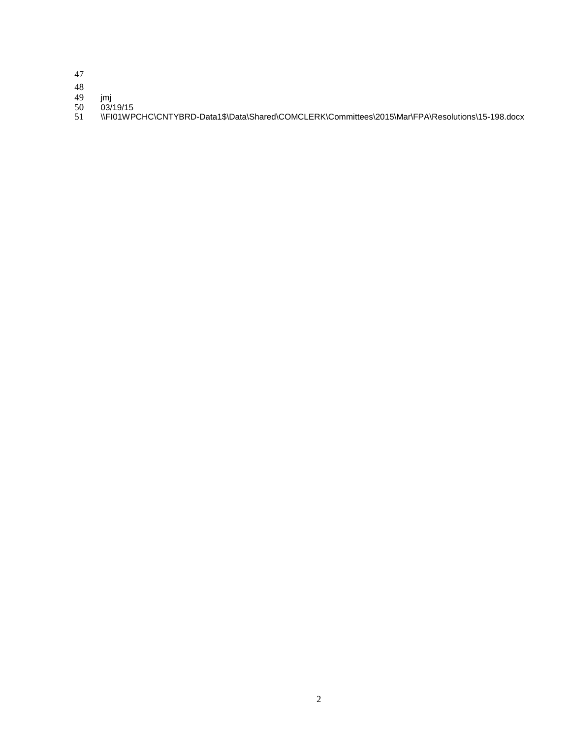jmj
03/19/15
\\FI01WPCHC\CNTYBRD-Data1$\Data\Shared\COMCLERK\Committees\2015\Mar\FPA\Resolutions\15-198.docx